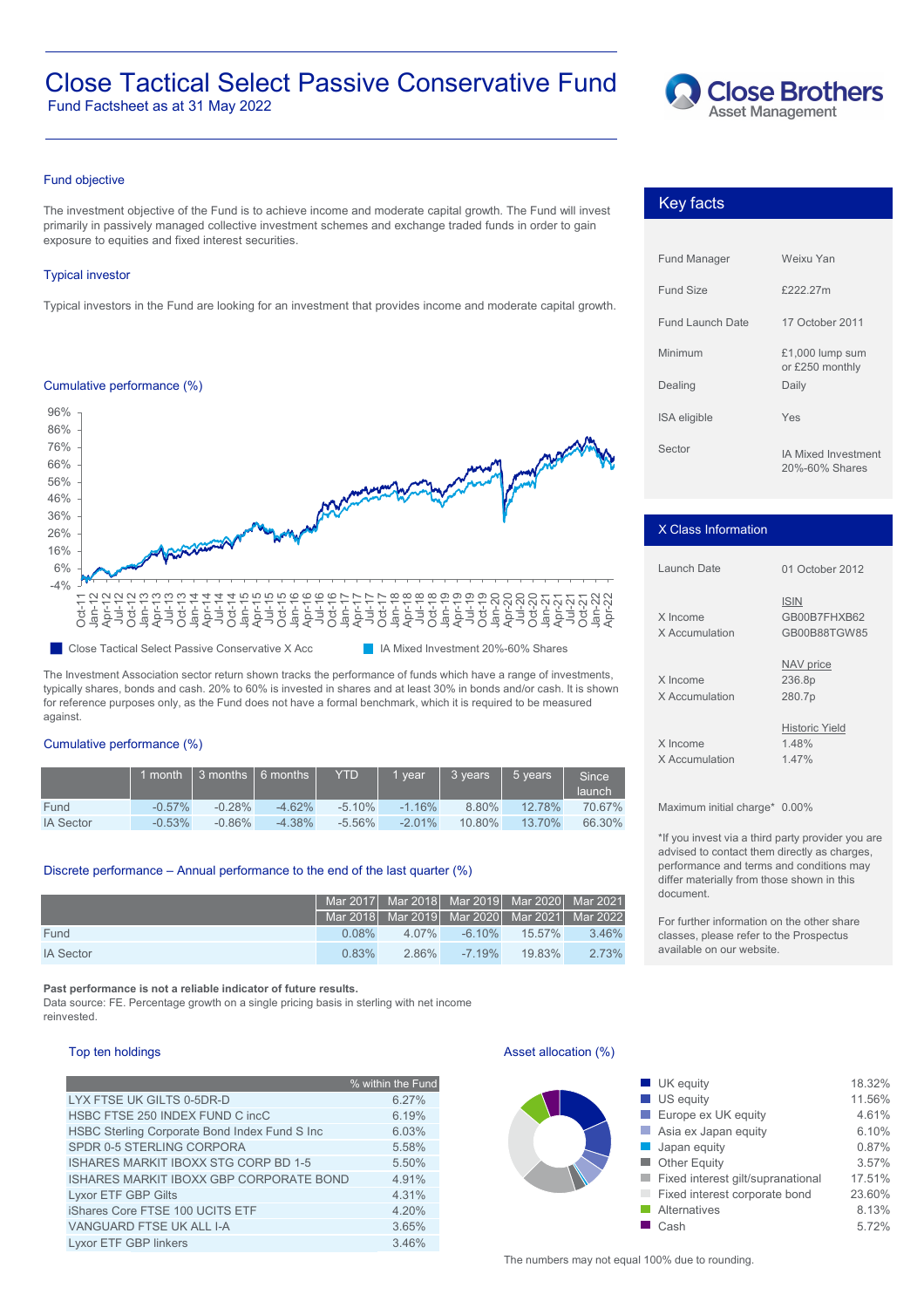# Close Tactical Select Passive Conservative Fund

Fund Factsheet as at 31 May 2022

## Fund objective

The investment objective of the Fund is to achieve income and moderate capital growth. The Fund will invest primarily in passively managed collective investment schemes and exchange traded funds in order to gain exposure to equities and fixed interest securities.

## Typical investor

Typical investors in the Fund are looking for an investment that provides income and moderate capital growth.

## Cumulative performance (%)

Close Tactical Select Passive Conservative X Acc | IA Mixed Investment 20%-60% Shares

The Investment Association sector return shown tracks the performance of funds which have a range of investments, typically shares, bonds and cash. 20% to 60% is invested in shares and at least 30% in bonds and/or cash. It is shown for reference purposes only, as the Fund does not have a formal benchmark, which it is required to be measured against.

## Cumulative performance (%)

| | 1 month | 3 months | 6 months | YTD | 1 year | 3 years | 5 years | Since launch |
|---|---|---|---|---|---|---|---|---|
| Fund | -0.57% | -0.28% | -4.62% | -5.10% | -1.16% | 8.80% | 12.78% | 70.67% |
| IA Sector | -0.53% | -0.86% | -4.38% | -5.56% | -2.01% | 10.80% | 13.70% | 66.30% |

## Discrete performance – Annual performance to the end of the last quarter (%)

| | Mar 2017 Mar 2018 | Mar 2018 Mar 2019 | Mar 2019 Mar 2020 | Mar 2020 Mar 2021 | Mar 2021 Mar 2022 |
|---|---|---|---|---|---|
| Fund | 0.08% | 4.07% | -6.10% | 15.57% | 3.46% |
| IA Sector | 0.83% | 2.86% | -7.19% | 19.83% | 2.73% |

**Past performance is not a reliable indicator of future results.**
Data source: FE. Percentage growth on a single pricing basis in sterling with net income reinvested.

## Key facts

| | |
|---|---|
| Fund Manager | Weixu Yan |
| Fund Size | £222.27m |
| Fund Launch Date | 17 October 2011 |
| Minimum | £1,000 lump sum or £250 monthly |
| Dealing | Daily |
| ISA eligible | Yes |
| Sector | IA Mixed Investment 20%-60% Shares |

## X Class Information

Launch Date: 01 October 2012

| | ISIN | NAV price | Historic Yield |
|---|---|---|---|
| X Income | GB00B7FHXB62 | 236.8p | 1.48% |
| X Accumulation | GB00B88TGW85 | 280.7p | 1.47% |

Maximum initial charge* 0.00%

*If you invest via a third party provider you are advised to contact them directly as charges, performance and terms and conditions may differ materially from those shown in this document.

For further information on the other share classes, please refer to the Prospectus available on our website.

## Top ten holdings

| | % within the Fund |
|---|---|
| LYX FTSE UK GILTS 0-5DR-D | 6.27% |
| HSBC FTSE 250 INDEX FUND C incC | 6.19% |
| HSBC Sterling Corporate Bond Index Fund S Inc | 6.03% |
| SPDR 0-5 STERLING CORPORA | 5.58% |
| ISHARES MARKIT IBOXX STG CORP BD 1-5 | 5.50% |
| ISHARES MARKIT IBOXX GBP CORPORATE BOND | 4.91% |
| Lyxor ETF GBP Gilts | 4.31% |
| iShares Core FTSE 100 UCITS ETF | 4.20% |
| VANGUARD FTSE UK ALL I-A | 3.65% |
| Lyxor ETF GBP linkers | 3.46% |

## Asset allocation (%)

| | |
|---|---|
| UK equity | 18.32% |
| US equity | 11.56% |
| Europe ex UK equity | 4.61% |
| Asia ex Japan equity | 6.10% |
| Japan equity | 0.87% |
| Other Equity | 3.57% |
| Fixed interest gilt/supranational | 17.51% |
| Fixed interest corporate bond | 23.60% |
| Alternatives | 8.13% |
| Cash | 5.72% |

The numbers may not equal 100% due to rounding.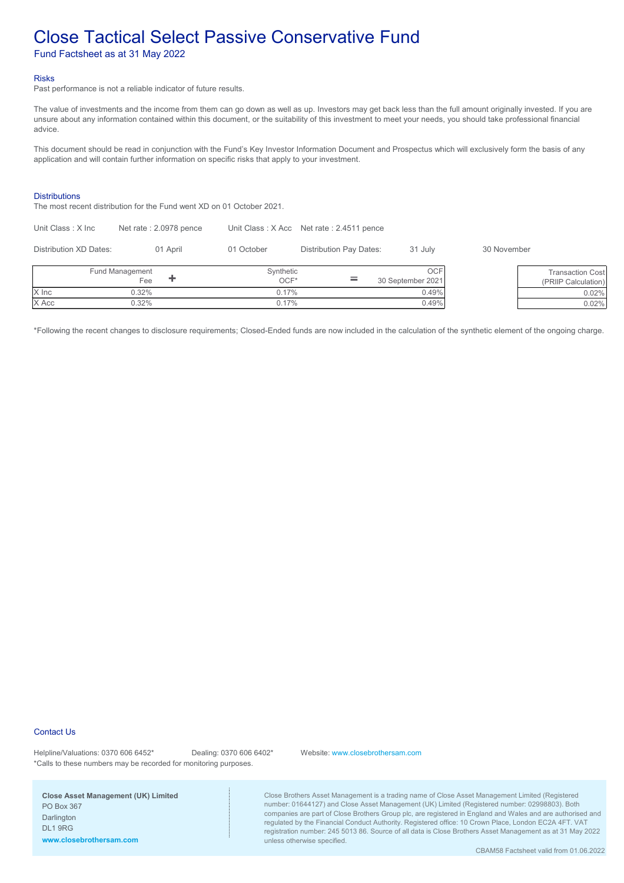# Close Tactical Select Passive Conservative Fund

Fund Factsheet as at 31 May 2022

## Risks

Past performance is not a reliable indicator of future results.

The value of investments and the income from them can go down as well as up. Investors may get back less than the full amount originally invested. If you are unsure about any information contained within this document, or the suitability of this investment to meet your needs, you should take professional financial advice.

This document should be read in conjunction with the Fund's Key Investor Information Document and Prospectus which will exclusively form the basis of any application and will contain further information on specific risks that apply to your investment.

## Distributions

The most recent distribution for the Fund went XD on 01 October 2021.

Unit Class : X Inc    Net rate : 2.0978 pence    Unit Class : X Acc    Net rate : 2.4511 pence

Distribution XD Dates: 01 April    01 October    Distribution Pay Dates: 31 July    30 November

| | Fund Management Fee | + | Synthetic OCF* | = | OCF 30 September 2021 |
|---|---|---|---|---|---|
| X Inc | 0.32% | | 0.17% | | 0.49% |
| X Acc | 0.32% | | 0.17% | | 0.49% |

| Transaction Cost (PRIIP Calculation) |
|---|
| 0.02% |
| 0.02% |

*Following the recent changes to disclosure requirements; Closed-Ended funds are now included in the calculation of the synthetic element of the ongoing charge.

## Contact Us

Helpline/Valuations: 0370 606 6452*    Dealing: 0370 606 6402*    Website: www.closebrothersam.com

*Calls to these numbers may be recorded for monitoring purposes.

**Close Asset Management (UK) Limited**
PO Box 367
Darlington
DL1 9RG
**www.closebrothersam.com**

Close Brothers Asset Management is a trading name of Close Asset Management Limited (Registered number: 01644127) and Close Asset Management (UK) Limited (Registered number: 02998803). Both companies are part of Close Brothers Group plc, are registered in England and Wales and are authorised and regulated by the Financial Conduct Authority. Registered office: 10 Crown Place, London EC2A 4FT. VAT registration number: 245 5013 86. Source of all data is Close Brothers Asset Management as at 31 May 2022 unless otherwise specified.

CBAM58 Factsheet valid from 01.06.2022